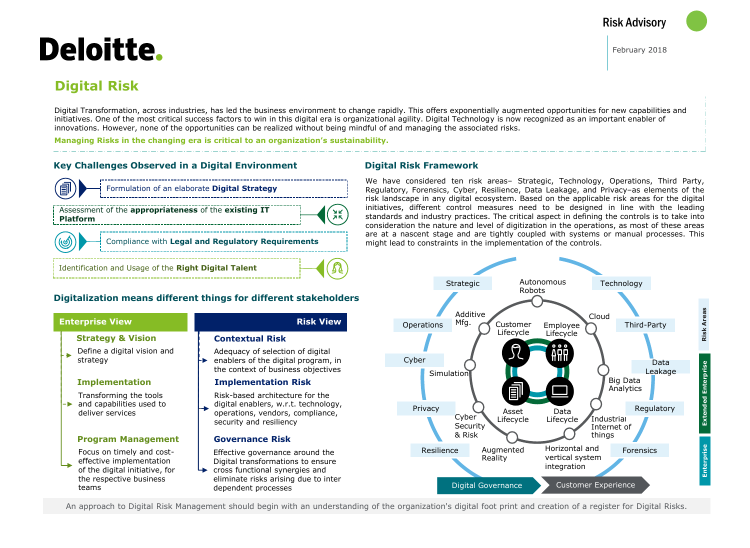Deloitte.

Risk Advisory

February 2018

# Digital Risk

Digital Transformation, across industries, has led the business environment to change rapidly. This offers exponentially augmented opportunities for new capabilities and initiatives. One of the most critical success factors to win in this digital era is organizational agility. Digital Technology is now recognized as an important enabler of innovations. However, none of the opportunities can be realized without being mindful of and managing the associated risks.

**Managing Risks in the changing era is critical to an organization's sustainability.**

## Key Challenges Observed in a Digital Environment

- Formulation of an elaborate **Digital Strategy**
- Assessment of the **appropriateness** of the **existing IT Platform**
- Compliance with **Legal and Regulatory Requirements**
- Identification and Usage of the **Right Digital Talent**

## Digitalization means different things for different stakeholders

| Enterprise View | Risk View |
|---|---|
| **Strategy & Vision**<br>Define a digital vision and strategy | **Contextual Risk**<br>Adequacy of selection of digital enablers of the digital program, in the context of business objectives |
| **Implementation**<br>Transforming the tools and capabilities used to deliver services | **Implementation Risk**<br>Risk-based architecture for the digital enablers, w.r.t. technology, operations, vendors, compliance, security and resiliency |
| **Program Management**<br>Focus on timely and cost-effective implementation of the digital initiative, for the respective business teams | **Governance Risk**<br>Effective governance around the Digital transformations to ensure cross functional synergies and eliminate risks arising due to inter dependent processes |

## Digital Risk Framework

We have considered ten risk areas– Strategic, Technology, Operations, Third Party, Regulatory, Forensics, Cyber, Resilience, Data Leakage, and Privacy–as elements of the risk landscape in any digital ecosystem. Based on the applicable risk areas for the digital initiatives, different control measures need to be designed in line with the leading standards and industry practices. The critical aspect in defining the controls is to take into consideration the nature and level of digitization in the operations, as most of these areas are at a nascent stage and are tightly coupled with systems or manual processes. This might lead to constraints in the implementation of the controls.

**Risk Areas:** Strategic, Technology, Operations, Third-Party, Cyber, Data Leakage, Privacy, Regulatory, Resilience, Forensics

**Extended Enterprise:** Autonomous Robots, Additive Mfg., Cloud, Simulation, Big Data Analytics, Cyber Security & Risk, Industrial Internet of things, Augmented Reality, Horizontal and vertical system integration

**Enterprise:** Customer Lifecycle, Employee Lifecycle, Asset Lifecycle, Data Lifecycle

Digital Governance | Customer Experience

An approach to Digital Risk Management should begin with an understanding of the organization's digital foot print and creation of a register for Digital Risks.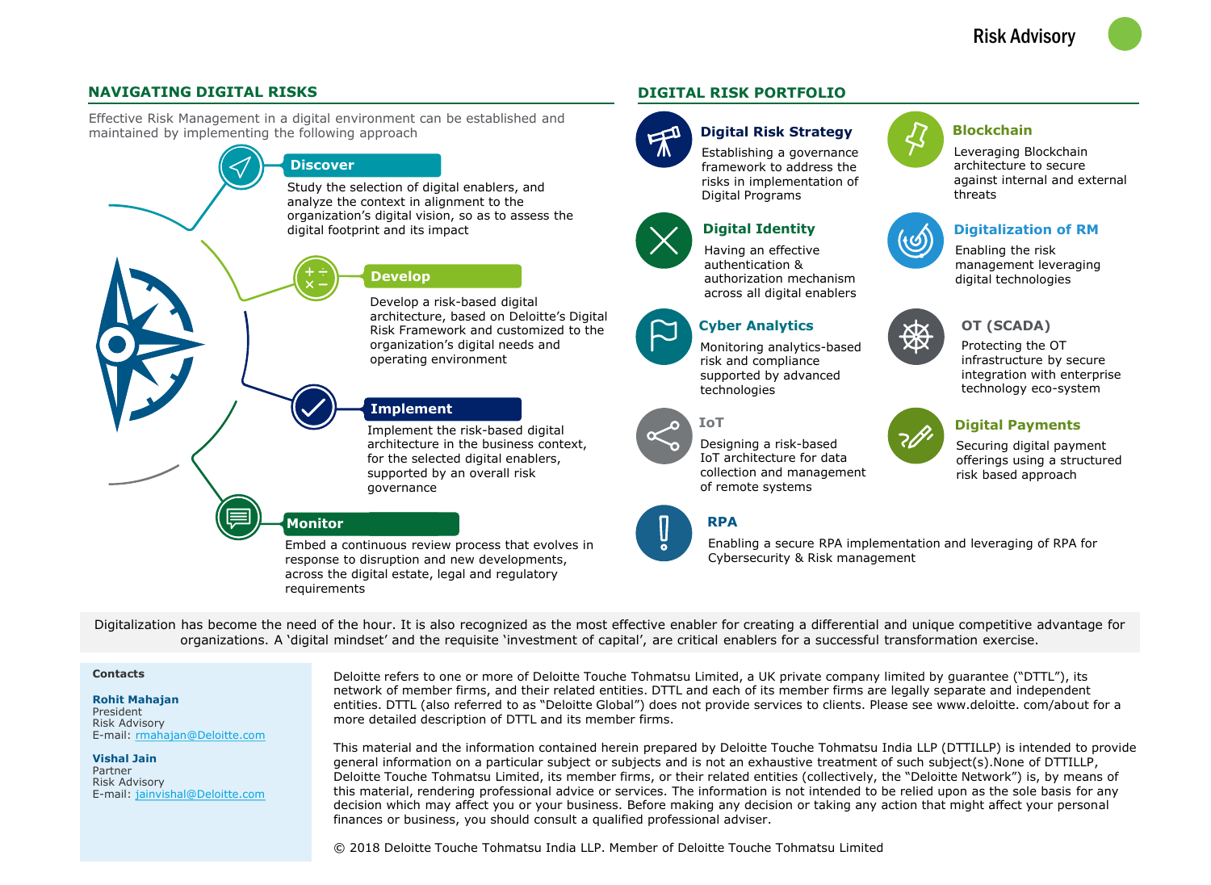## NAVIGATING DIGITAL RISKS

Effective Risk Management in a digital environment can be established and maintained by implementing the following approach

### Discover

Study the selection of digital enablers, and analyze the context in alignment to the organization's digital vision, so as to assess the digital footprint and its impact

### Develop

Develop a risk-based digital architecture, based on Deloitte's Digital Risk Framework and customized to the organization's digital needs and operating environment

### Implement

Implement the risk-based digital architecture in the business context, for the selected digital enablers, supported by an overall risk governance

### Monitor

Embed a continuous review process that evolves in response to disruption and new developments, across the digital estate, legal and regulatory requirements

## DIGITAL RISK PORTFOLIO

### Digital Risk Strategy

Establishing a governance framework to address the risks in implementation of Digital Programs

### Blockchain

Leveraging Blockchain architecture to secure against internal and external threats

### Digital Identity

Having an effective authentication & authorization mechanism across all digital enablers

### Digitalization of RM

Enabling the risk management leveraging digital technologies

### Cyber Analytics

Monitoring analytics-based risk and compliance supported by advanced technologies

### OT (SCADA)

Protecting the OT infrastructure by secure integration with enterprise technology eco-system

### IoT

Designing a risk-based IoT architecture for data collection and management of remote systems

### Digital Payments

Securing digital payment offerings using a structured risk based approach

### RPA

Enabling a secure RPA implementation and leveraging of RPA for Cybersecurity & Risk management

Digitalization has become the need of the hour. It is also recognized as the most effective enabler for creating a differential and unique competitive advantage for organizations. A 'digital mindset' and the requisite 'investment of capital', are critical enablers for a successful transformation exercise.

**Contacts**

**Rohit Mahajan**
President
Risk Advisory
E-mail: rmahajan@Deloitte.com

**Vishal Jain**
Partner
Risk Advisory
E-mail: jainvishal@Deloitte.com

Deloitte refers to one or more of Deloitte Touche Tohmatsu Limited, a UK private company limited by guarantee ("DTTL"), its network of member firms, and their related entities. DTTL and each of its member firms are legally separate and independent entities. DTTL (also referred to as "Deloitte Global") does not provide services to clients. Please see www.deloitte. com/about for a more detailed description of DTTL and its member firms.

This material and the information contained herein prepared by Deloitte Touche Tohmatsu India LLP (DTTILLP) is intended to provide general information on a particular subject or subjects and is not an exhaustive treatment of such subject(s).None of DTTILLP, Deloitte Touche Tohmatsu Limited, its member firms, or their related entities (collectively, the "Deloitte Network") is, by means of this material, rendering professional advice or services. The information is not intended to be relied upon as the sole basis for any decision which may affect you or your business. Before making any decision or taking any action that might affect your personal finances or business, you should consult a qualified professional adviser.

© 2018 Deloitte Touche Tohmatsu India LLP. Member of Deloitte Touche Tohmatsu Limited